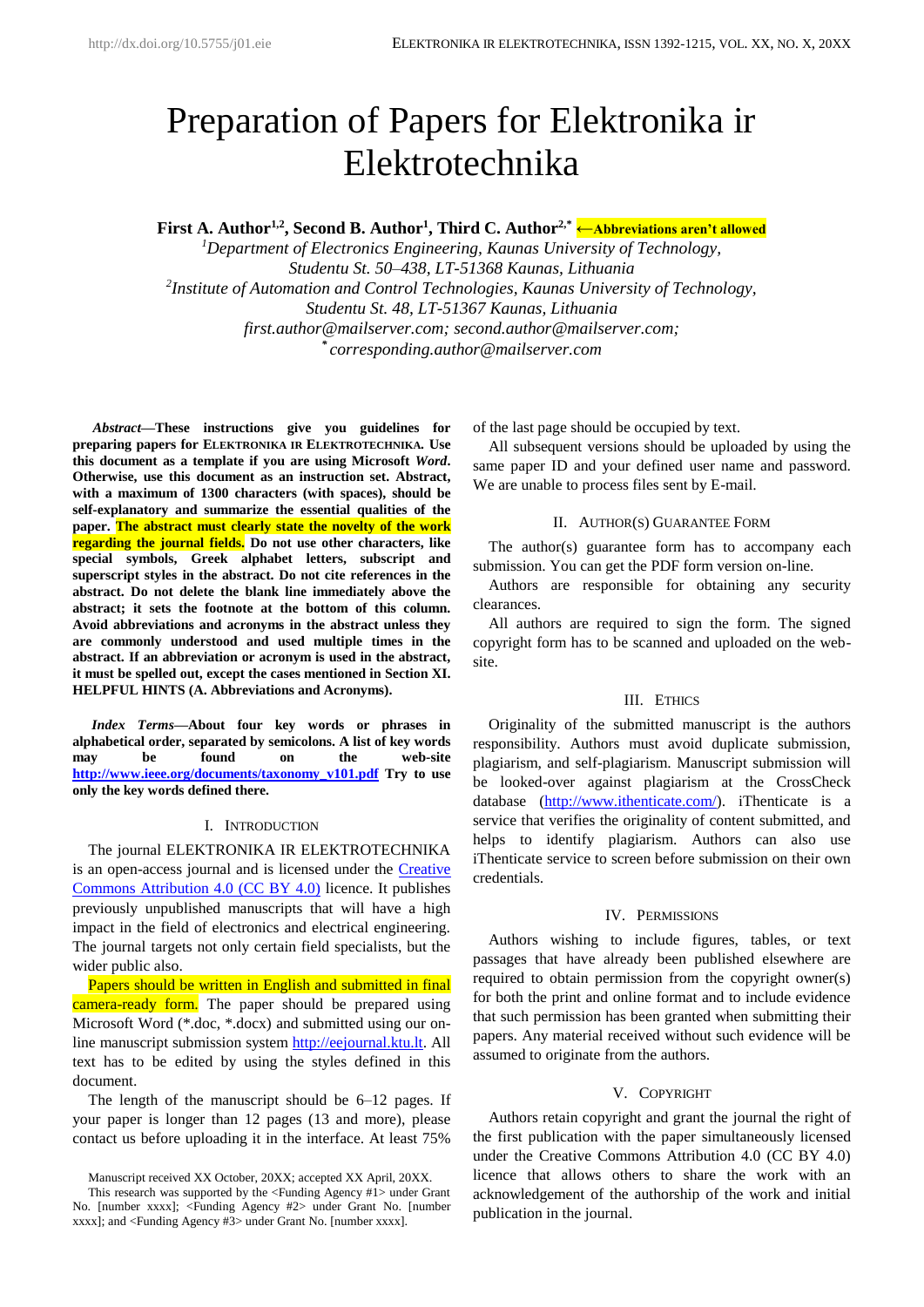# Preparation of Papers for Elektronika ir Elektrotechnika

**First A. Author[1,2], Second B. Author[1], Third C. Author[2,*]** **←Abbreviations aren't allowed**

*[1]Department of Electronics Engineering, Kaunas University of Technology, Studentu St. 50–438, LT-51368 Kaunas, Lithuania*
*[2]Institute of Automation and Control Technologies, Kaunas University of Technology, Studentu St. 48, LT-51367 Kaunas, Lithuania*
*first.author@mailserver.com; second.author@mailserver.com;*
*[*]corresponding.author@mailserver.com*

***Abstract*—These instructions give you guidelines for preparing papers for ELEKTRONIKA IR ELEKTROTECHNIKA. Use this document as a template if you are using Microsoft *Word*. Otherwise, use this document as an instruction set. Abstract, with a maximum of 1300 characters (with spaces), should be self-explanatory and summarize the essential qualities of the paper. The abstract must clearly state the novelty of the work regarding the journal fields. Do not use other characters, like special symbols, Greek alphabet letters, subscript and superscript styles in the abstract. Do not cite references in the abstract. Do not delete the blank line immediately above the abstract; it sets the footnote at the bottom of this column. Avoid abbreviations and acronyms in the abstract unless they are commonly understood and used multiple times in the abstract. If an abbreviation or acronym is used in the abstract, it must be spelled out, except the cases mentioned in Section XI. HELPFUL HINTS (A. Abbreviations and Acronyms).**

***Index Terms*—About four key words or phrases in alphabetical order, separated by semicolons. A list of key words may be found on the web-site http://www.ieee.org/documents/taxonomy_v101.pdf Try to use only the key words defined there.**

## I. Introduction

The journal ELEKTRONIKA IR ELEKTROTECHNIKA is an open-access journal and is licensed under the Creative Commons Attribution 4.0 (CC BY 4.0) licence. It publishes previously unpublished manuscripts that will have a high impact in the field of electronics and electrical engineering. The journal targets not only certain field specialists, but the wider public also.

Papers should be written in English and submitted in final camera-ready form. The paper should be prepared using Microsoft Word (*.doc, *.docx) and submitted using our on-line manuscript submission system http://eejournal.ktu.lt. All text has to be edited by using the styles defined in this document.

The length of the manuscript should be 6–12 pages. If your paper is longer than 12 pages (13 and more), please contact us before uploading it in the interface. At least 75% of the last page should be occupied by text.

All subsequent versions should be uploaded by using the same paper ID and your defined user name and password. We are unable to process files sent by E-mail.

## II. Author(s) Guarantee Form

The author(s) guarantee form has to accompany each submission. You can get the PDF form version on-line.

Authors are responsible for obtaining any security clearances.

All authors are required to sign the form. The signed copyright form has to be scanned and uploaded on the web-site.

## III. Ethics

Originality of the submitted manuscript is the authors responsibility. Authors must avoid duplicate submission, plagiarism, and self-plagiarism. Manuscript submission will be looked-over against plagiarism at the CrossCheck database (http://www.ithenticate.com/). iThenticate is a service that verifies the originality of content submitted, and helps to identify plagiarism. Authors can also use iThenticate service to screen before submission on their own credentials.

## IV. Permissions

Authors wishing to include figures, tables, or text passages that have already been published elsewhere are required to obtain permission from the copyright owner(s) for both the print and online format and to include evidence that such permission has been granted when submitting their papers. Any material received without such evidence will be assumed to originate from the authors.

## V. Copyright

Authors retain copyright and grant the journal the right of the first publication with the paper simultaneously licensed under the Creative Commons Attribution 4.0 (CC BY 4.0) licence that allows others to share the work with an acknowledgement of the authorship of the work and initial publication in the journal.

---

Manuscript received XX October, 20XX; accepted XX April, 20XX.

This research was supported by the <Funding Agency #1> under Grant No. [number xxxx]; <Funding Agency #2> under Grant No. [number xxxx]; and <Funding Agency #3> under Grant No. [number xxxx].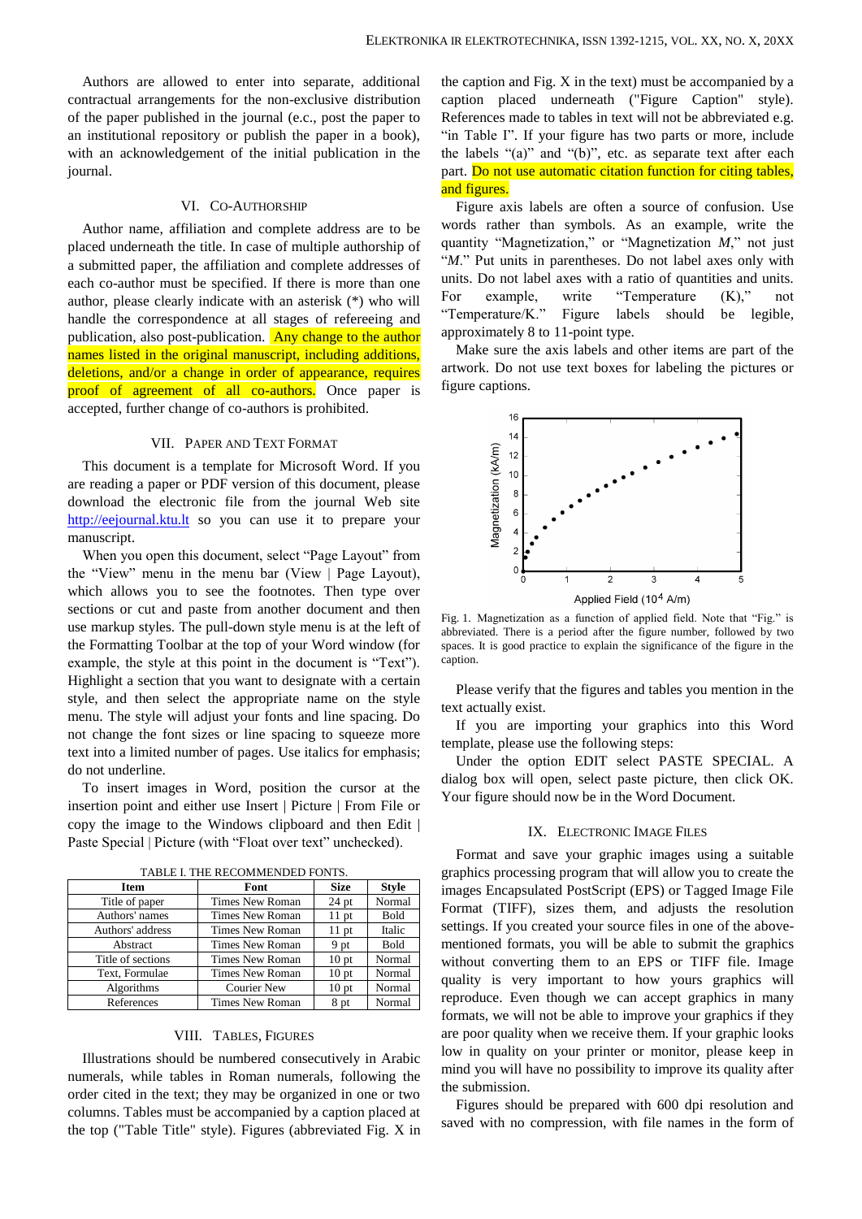Authors are allowed to enter into separate, additional contractual arrangements for the non-exclusive distribution of the paper published in the journal (e.c., post the paper to an institutional repository or publish the paper in a book), with an acknowledgement of the initial publication in the journal.

## VI. Co-Authorship

Author name, affiliation and complete address are to be placed underneath the title. In case of multiple authorship of a submitted paper, the affiliation and complete addresses of each co-author must be specified. If there is more than one author, please clearly indicate with an asterisk (*) who will handle the correspondence at all stages of refereeing and publication, also post-publication. Any change to the author names listed in the original manuscript, including additions, deletions, and/or a change in order of appearance, requires proof of agreement of all co-authors. Once paper is accepted, further change of co-authors is prohibited.

## VII. Paper and Text Format

This document is a template for Microsoft Word. If you are reading a paper or PDF version of this document, please download the electronic file from the journal Web site http://eejournal.ktu.lt so you can use it to prepare your manuscript.

When you open this document, select "Page Layout" from the "View" menu in the menu bar (View | Page Layout), which allows you to see the footnotes. Then type over sections or cut and paste from another document and then use markup styles. The pull-down style menu is at the left of the Formatting Toolbar at the top of your Word window (for example, the style at this point in the document is "Text"). Highlight a section that you want to designate with a certain style, and then select the appropriate name on the style menu. The style will adjust your fonts and line spacing. Do not change the font sizes or line spacing to squeeze more text into a limited number of pages. Use italics for emphasis; do not underline.

To insert images in Word, position the cursor at the insertion point and either use Insert | Picture | From File or copy the image to the Windows clipboard and then Edit | Paste Special | Picture (with "Float over text" unchecked).

TABLE I. THE RECOMMENDED FONTS.

| Item | Font | Size | Style |
|---|---|---|---|
| Title of paper | Times New Roman | 24 pt | Normal |
| Authors' names | Times New Roman | 11 pt | Bold |
| Authors' address | Times New Roman | 11 pt | Italic |
| Abstract | Times New Roman | 9 pt | Bold |
| Title of sections | Times New Roman | 10 pt | Normal |
| Text, Formulae | Times New Roman | 10 pt | Normal |
| Algorithms | Courier New | 10 pt | Normal |
| References | Times New Roman | 8 pt | Normal |

## VIII. Tables, Figures

Illustrations should be numbered consecutively in Arabic numerals, while tables in Roman numerals, following the order cited in the text; they may be organized in one or two columns. Tables must be accompanied by a caption placed at the top ("Table Title" style). Figures (abbreviated Fig. X in the caption and Fig. X in the text) must be accompanied by a caption placed underneath ("Figure Caption" style). References made to tables in text will not be abbreviated e.g. "in Table I". If your figure has two parts or more, include the labels "(a)" and "(b)", etc. as separate text after each part. Do not use automatic citation function for citing tables, and figures.

Figure axis labels are often a source of confusion. Use words rather than symbols. As an example, write the quantity "Magnetization," or "Magnetization *M*," not just "*M*." Put units in parentheses. Do not label axes only with units. Do not label axes with a ratio of quantities and units. For example, write "Temperature (K)," not "Temperature/K." Figure labels should be legible, approximately 8 to 11-point type.

Make sure the axis labels and other items are part of the artwork. Do not use text boxes for labeling the pictures or figure captions.

Fig. 1. Magnetization as a function of applied field. Note that "Fig." is abbreviated. There is a period after the figure number, followed by two spaces. It is good practice to explain the significance of the figure in the caption.

Please verify that the figures and tables you mention in the text actually exist.

If you are importing your graphics into this Word template, please use the following steps:

Under the option EDIT select PASTE SPECIAL. A dialog box will open, select paste picture, then click OK. Your figure should now be in the Word Document.

## IX. Electronic Image Files

Format and save your graphic images using a suitable graphics processing program that will allow you to create the images Encapsulated PostScript (EPS) or Tagged Image File Format (TIFF), sizes them, and adjusts the resolution settings. If you created your source files in one of the above-mentioned formats, you will be able to submit the graphics without converting them to an EPS or TIFF file. Image quality is very important to how yours graphics will reproduce. Even though we can accept graphics in many formats, we will not be able to improve your graphics if they are poor quality when we receive them. If your graphic looks low in quality on your printer or monitor, please keep in mind you will have no possibility to improve its quality after the submission.

Figures should be prepared with 600 dpi resolution and saved with no compression, with file names in the form of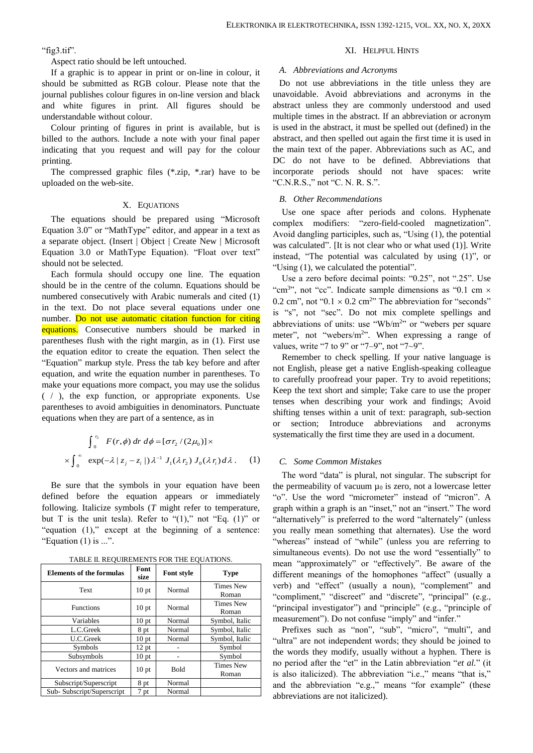"fig3.tif".

Aspect ratio should be left untouched.

If a graphic is to appear in print or on-line in colour, it should be submitted as RGB colour. Please note that the journal publishes colour figures in on-line version and black and white figures in print. All figures should be understandable without colour.

Colour printing of figures in print is available, but is billed to the authors. Include a note with your final paper indicating that you request and will pay for the colour printing.

The compressed graphic files (*.zip, *.rar) have to be uploaded on the web-site.

## X. Equations

The equations should be prepared using "Microsoft Equation 3.0" or "MathType" editor, and appear in a text as a separate object. (Insert | Object | Create New | Microsoft Equation 3.0 or MathType Equation). "Float over text" should not be selected.

Each formula should occupy one line. The equation should be in the centre of the column. Equations should be numbered consecutively with Arabic numerals and cited (1) in the text. Do not place several equations under one number. Do not use automatic citation function for citing equations. Consecutive numbers should be marked in parentheses flush with the right margin, as in (1). First use the equation editor to create the equation. Then select the "Equation" markup style. Press the tab key before and after equation, and write the equation number in parentheses. To make your equations more compact, you may use the solidus ( / ), the exp function, or appropriate exponents. Use parentheses to avoid ambiguities in denominators. Punctuate equations when they are part of a sentence, as in

$$\int_0^{r_2} F(r,\phi)\, dr\, d\phi = [\sigma r_2 / (2\mu_0)] \times$$
$$\times \int_0^{\infty} \exp(-\lambda |z_j - z_i|) \lambda^{-1} J_1(\lambda r_2) J_0(\lambda r_i)\, d\lambda. \quad (1)$$

Be sure that the symbols in your equation have been defined before the equation appears or immediately following. Italicize symbols (*T* might refer to temperature, but T is the unit tesla). Refer to "(1)," not "Eq. (1)" or "equation (1)," except at the beginning of a sentence: "Equation (1) is ...".

TABLE II. REQUIREMENTS FOR THE EQUATIONS.

| Elements of the formulas | Font size | Font style | Type |
|---|---|---|---|
| Text | 10 pt | Normal | Times New Roman |
| Functions | 10 pt | Normal | Times New Roman |
| Variables | 10 pt | Normal | Symbol, Italic |
| L.C.Greek | 8 pt | Normal | Symbol, Italic |
| U.C.Greek | 10 pt | Normal | Symbol, Italic |
| Symbols | 12 pt | - | Symbol |
| Subsymbols | 10 pt | - | Symbol |
| Vectors and matrices | 10 pt | Bold | Times New Roman |
| Subscript/Superscript | 8 pt | Normal | |
| Sub- Subscript/Superscript | 7 pt | Normal | |

## XI. Helpful Hints

### A. Abbreviations and Acronyms

Do not use abbreviations in the title unless they are unavoidable. Avoid abbreviations and acronyms in the abstract unless they are commonly understood and used multiple times in the abstract. If an abbreviation or acronym is used in the abstract, it must be spelled out (defined) in the abstract, and then spelled out again the first time it is used in the main text of the paper. Abbreviations such as AC, and DC do not have to be defined. Abbreviations that incorporate periods should not have spaces: write "C.N.R.S.," not "C. N. R. S.".

### B. Other Recommendations

Use one space after periods and colons. Hyphenate complex modifiers: "zero-field-cooled magnetization". Avoid dangling participles, such as, "Using (1), the potential was calculated". [It is not clear who or what used (1)]. Write instead, "The potential was calculated by using (1)", or "Using (1), we calculated the potential".

Use a zero before decimal points: "0.25", not ".25". Use "$cm^3$", not "cc". Indicate sample dimensions as "0.1 cm × 0.2 cm", not "0.1 × 0.2 $cm^2$" The abbreviation for "seconds" is "s", not "sec". Do not mix complete spellings and abbreviations of units: use "$Wb/m^2$" or "webers per square meter", not "webers/$m^2$". When expressing a range of values, write "7 to 9" or "7–9", not "7~9".

Remember to check spelling. If your native language is not English, please get a native English-speaking colleague to carefully proofread your paper. Try to avoid repetitions; Keep the text short and simple; Take care to use the proper tenses when describing your work and findings; Avoid shifting tenses within a unit of text: paragraph, sub-section or section; Introduce abbreviations and acronyms systematically the first time they are used in a document.

### C. Some Common Mistakes

The word "data" is plural, not singular. The subscript for the permeability of vacuum $\mu_0$ is zero, not a lowercase letter "o". Use the word "micrometer" instead of "micron". A graph within a graph is an "inset," not an "insert." The word "alternatively" is preferred to the word "alternately" (unless you really mean something that alternates). Use the word "whereas" instead of "while" (unless you are referring to simultaneous events). Do not use the word "essentially" to mean "approximately" or "effectively". Be aware of the different meanings of the homophones "affect" (usually a verb) and "effect" (usually a noun), "complement" and "compliment," "discreet" and "discrete", "principal" (e.g., "principal investigator") and "principle" (e.g., "principle of measurement"). Do not confuse "imply" and "infer."

Prefixes such as "non", "sub", "micro", "multi", and "ultra" are not independent words; they should be joined to the words they modify, usually without a hyphen. There is no period after the "et" in the Latin abbreviation "*et al.*" (it is also italicized). The abbreviation "i.e.," means "that is," and the abbreviation "e.g.," means "for example" (these abbreviations are not italicized).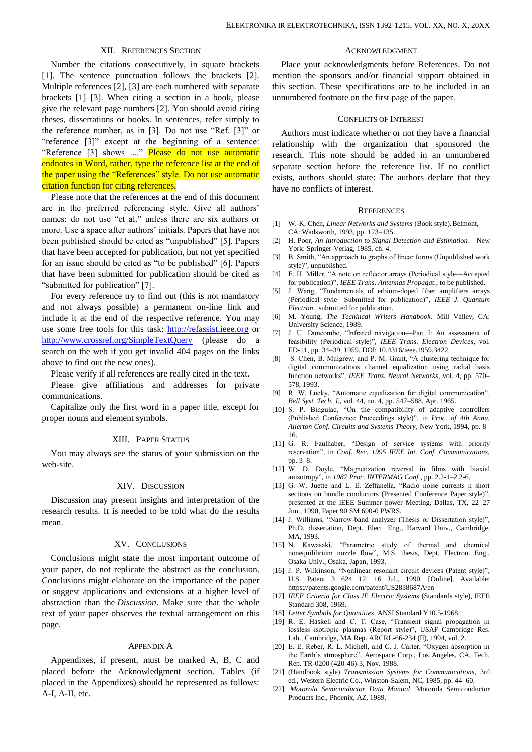## XII. References Section

Number the citations consecutively, in square brackets [1]. The sentence punctuation follows the brackets [2]. Multiple references [2], [3] are each numbered with separate brackets [1]–[3]. When citing a section in a book, please give the relevant page numbers [2]. You should avoid citing theses, dissertations or books. In sentences, refer simply to the reference number, as in [3]. Do not use "Ref. [3]" or "reference [3]" except at the beginning of a sentence: "Reference [3] shows ...." Please do not use automatic endnotes in Word, rather, type the reference list at the end of the paper using the "References" style. Do not use automatic citation function for citing references.

Please note that the references at the end of this document are in the preferred referencing style. Give all authors' names; do not use "et al." unless there are six authors or more. Use a space after authors' initials. Papers that have not been published should be cited as "unpublished" [5]. Papers that have been accepted for publication, but not yet specified for an issue should be cited as "to be published" [6]. Papers that have been submitted for publication should be cited as "submitted for publication" [7].

For every reference try to find out (this is not mandatory and not always possible) a permanent on-line link and include it at the end of the respective reference. You may use some free tools for this task: http://refassist.ieee.org or http://www.crossref.org/SimpleTextQuery (please do a search on the web if you get invalid 404 pages on the links above to find out the new ones).

Please verify if all references are really cited in the text.

Please give affiliations and addresses for private communications.

Capitalize only the first word in a paper title, except for proper nouns and element symbols.

## XIII. Paper Status

You may always see the status of your submission on the web-site.

## XIV. Discussion

Discussion may present insights and interpretation of the research results. It is needed to be told what do the results mean.

## XV. Conclusions

Conclusions might state the most important outcome of your paper, do not replicate the abstract as the conclusion. Conclusions might elaborate on the importance of the paper or suggest applications and extensions at a higher level of abstraction than the *Discussion*. Make sure that the whole text of your paper observes the textual arrangement on this page.

## Appendix A

Appendixes, if present, must be marked A, B, C and placed before the Acknowledgment section. Tables (if placed in the Appendixes) should be represented as follows: A-I, A-II, etc.

## Acknowledgment

Place your acknowledgments before References. Do not mention the sponsors and/or financial support obtained in this section. These specifications are to be included in an unnumbered footnote on the first page of the paper.

## Conflicts of Interest

Authors must indicate whether or not they have a financial relationship with the organization that sponsored the research. This note should be added in an unnumbered separate section before the reference list. If no conflict exists, authors should state: The authors declare that they have no conflicts of interest.

## References

[1] W.-K. Chen, *Linear Networks and Systems* (Book style). Belmont, CA: Wadsworth, 1993, pp. 123–135.

[2] H. Poor, *An Introduction to Signal Detection and Estimation*. New York: Springer-Verlag, 1985, ch. 4.

[3] B. Smith, "An approach to graphs of linear forms (Unpublished work style)", unpublished.

[4] E. H. Miller, "A note on reflector arrays (Periodical style—Accepted for publication)", *IEEE Trans. Antennas Propagat.*, to be published.

[5] J. Wang, "Fundamentals of erbium-doped fiber amplifiers arrays (Periodical style—Submitted for publication)", *IEEE J. Quantum Electron.*, submitted for publication.

[6] M. Young, *The Techincal Writers Handbook.* Mill Valley, CA: University Science, 1989.

[7] J. U. Duncombe, "Infrared navigation—Part I: An assessment of feasibility (Periodical style)", *IEEE Trans. Electron Devices*, vol. ED-11, pp. 34–39, 1959. DOI: 10.4316/ieee.1959.3422.

[8] S. Chen, B. Mulgrew, and P. M. Grant, "A clustering technique for digital communications channel equalization using radial basis function networks", *IEEE Trans. Neural Networks*, vol. 4, pp. 570–578, 1993.

[9] R. W. Lucky, "Automatic equalization for digital communication", *Bell Syst. Tech. J.*, vol. 44, no. 4, pp. 547–588, Apr. 1965.

[10] S. P. Bingulac, "On the compatibility of adaptive controllers (Published Conference Proceedings style)", in *Proc. of 4th Annu. Allerton Conf. Circuits and Systems Theory*, New York, 1994, pp. 8–16.

[11] G. R. Faulhaber, "Design of service systems with priority reservation", in *Conf. Rec. 1995 IEEE Int. Conf. Communications,* pp. 3–8.

[12] W. D. Doyle, "Magnetization reversal in films with biaxial anisotropy", in *1987 Proc. INTERMAG Conf.*, pp. 2.2-1–2.2-6.

[13] G. W. Juette and L. E. Zeffanella, "Radio noise currents n short sections on bundle conductors (Presented Conference Paper style)", presented at the IEEE Summer power Meeting, Dallas, TX, 22–27 Jun., 1990, Paper 90 SM 690-0 PWRS.

[14] J. Williams, "Narrow-band analyzer (Thesis or Dissertation style)", Ph.D. dissertation, Dept. Elect. Eng., Harvard Univ., Cambridge, MA, 1993.

[15] N. Kawasaki, "Parametric study of thermal and chemical nonequilibrium nozzle flow", M.S. thesis, Dept. Electron. Eng., Osaka Univ., Osaka, Japan, 1993.

[16] J. P. Wilkinson, "Nonlinear resonant circuit devices (Patent style)", U.S. Patent 3 624 12, 16 Jul., 1990. [Online]. Available: https://patents.google.com/patent/US2838687A/en

[17] *IEEE Criteria for Class IE Electric Systems* (Standards style), IEEE Standard 308, 1969.

[18] *Letter Symbols for Quantities*, ANSI Standard Y10.5-1968.

[19] R. E. Haskell and C. T. Case, "Transient signal propagation in lossless isotropic plasmas (Report style)", USAF Cambridge Res. Lab., Cambridge, MA Rep. ARCRL-66-234 (II), 1994, vol. 2.

[20] E. E. Reber, R. L. Michell, and C. J. Carter, "Oxygen absorption in the Earth's atmosphere", Aerospace Corp., Los Angeles, CA, Tech. Rep. TR-0200 (420-46)-3, Nov. 1988.

[21] (Handbook style) *Transmission Systems for Communications*, 3rd ed., Western Electric Co., Winston-Salem, NC, 1985, pp. 44–60.

[22] *Motorola Semiconductor Data Manual*, Motorola Semiconductor Products Inc., Phoenix, AZ, 1989.